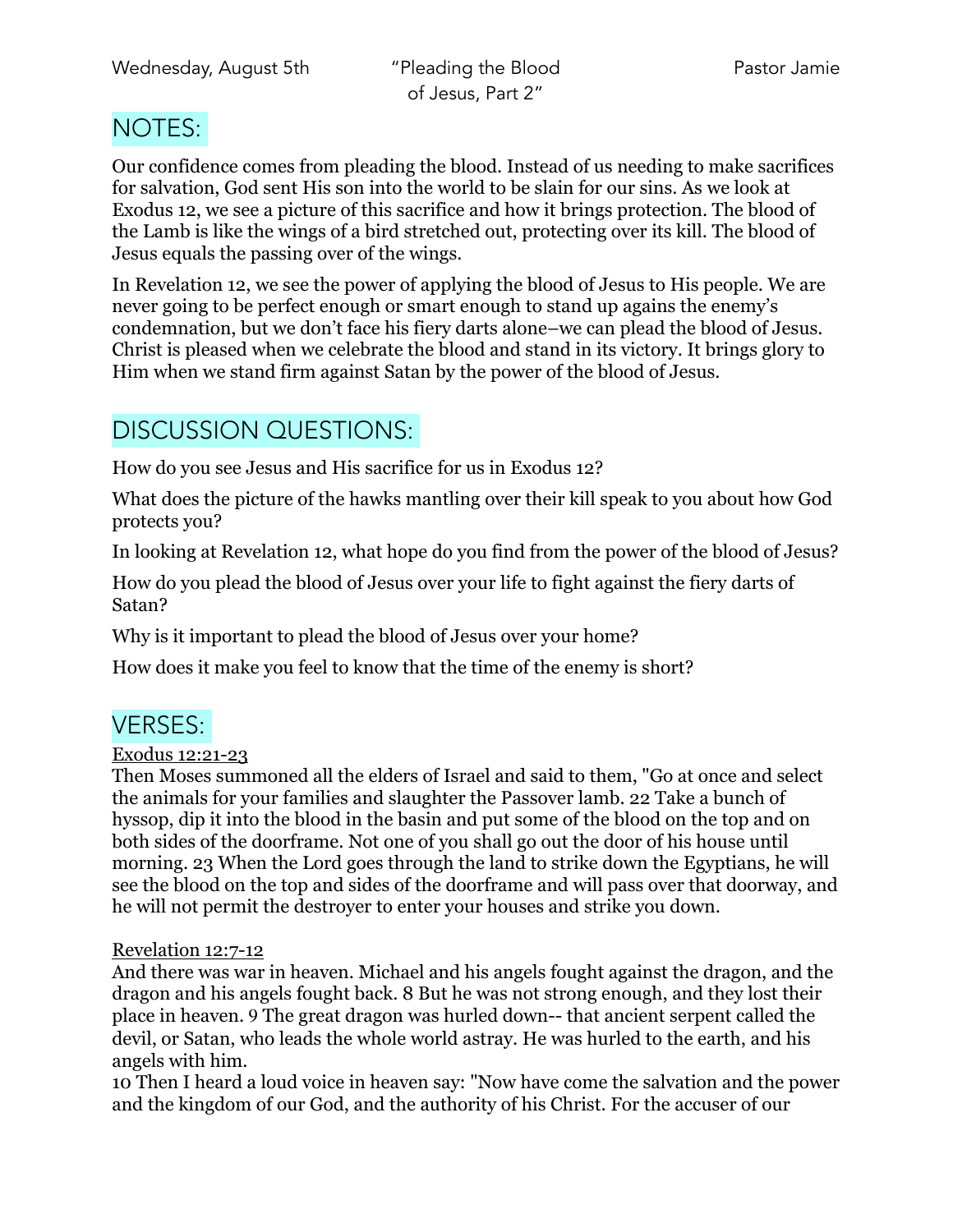Wednesday, August 5th | "Pleading the Blood of Jesus, Part 2" | Pastor Jamie

## NOTES:

Our confidence comes from pleading the blood. Instead of us needing to make sacrifices for salvation, God sent His son into the world to be slain for our sins. As we look at Exodus 12, we see a picture of this sacrifice and how it brings protection. The blood of the Lamb is like the wings of a bird stretched out, protecting over its kill. The blood of Jesus equals the passing over of the wings.

In Revelation 12, we see the power of applying the blood of Jesus to His people. We are never going to be perfect enough or smart enough to stand up agains the enemy's condemnation, but we don't face his fiery darts alone–we can plead the blood of Jesus. Christ is pleased when we celebrate the blood and stand in its victory. It brings glory to Him when we stand firm against Satan by the power of the blood of Jesus.

## DISCUSSION QUESTIONS:

How do you see Jesus and His sacrifice for us in Exodus 12?

What does the picture of the hawks mantling over their kill speak to you about how God protects you?

In looking at Revelation 12, what hope do you find from the power of the blood of Jesus?

How do you plead the blood of Jesus over your life to fight against the fiery darts of Satan?

Why is it important to plead the blood of Jesus over your home?

How does it make you feel to know that the time of the enemy is short?

## VERSES:

Exodus 12:21-23
Then Moses summoned all the elders of Israel and said to them, "Go at once and select the animals for your families and slaughter the Passover lamb. 22 Take a bunch of hyssop, dip it into the blood in the basin and put some of the blood on the top and on both sides of the doorframe. Not one of you shall go out the door of his house until morning. 23 When the Lord goes through the land to strike down the Egyptians, he will see the blood on the top and sides of the doorframe and will pass over that doorway, and he will not permit the destroyer to enter your houses and strike you down.

Revelation 12:7-12
And there was war in heaven. Michael and his angels fought against the dragon, and the dragon and his angels fought back. 8 But he was not strong enough, and they lost their place in heaven. 9 The great dragon was hurled down-- that ancient serpent called the devil, or Satan, who leads the whole world astray. He was hurled to the earth, and his angels with him.
10 Then I heard a loud voice in heaven say: "Now have come the salvation and the power and the kingdom of our God, and the authority of his Christ. For the accuser of our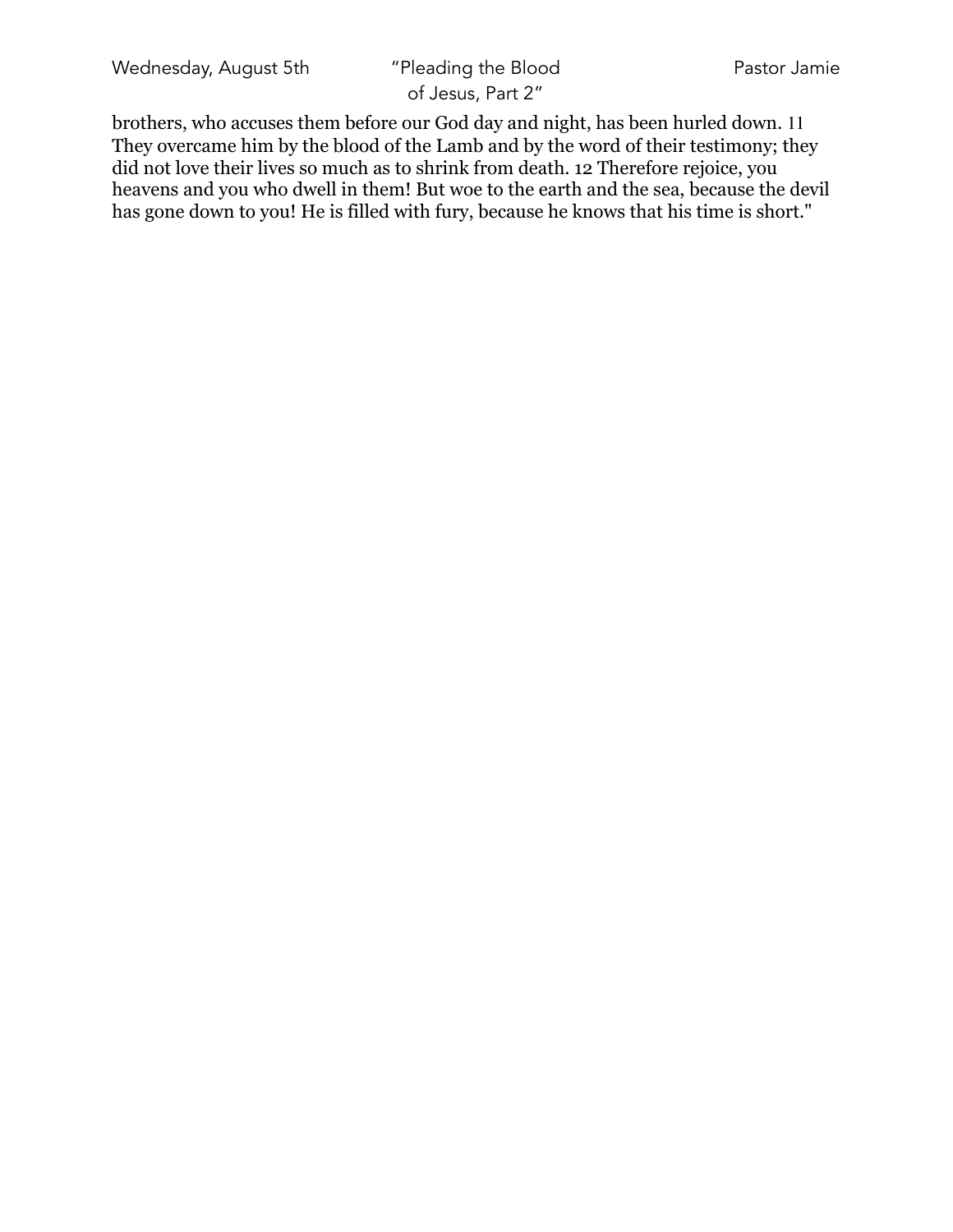brothers, who accuses them before our God day and night, has been hurled down. 11 They overcame him by the blood of the Lamb and by the word of their testimony; they did not love their lives so much as to shrink from death. 12 Therefore rejoice, you heavens and you who dwell in them! But woe to the earth and the sea, because the devil has gone down to you! He is filled with fury, because he knows that his time is short."